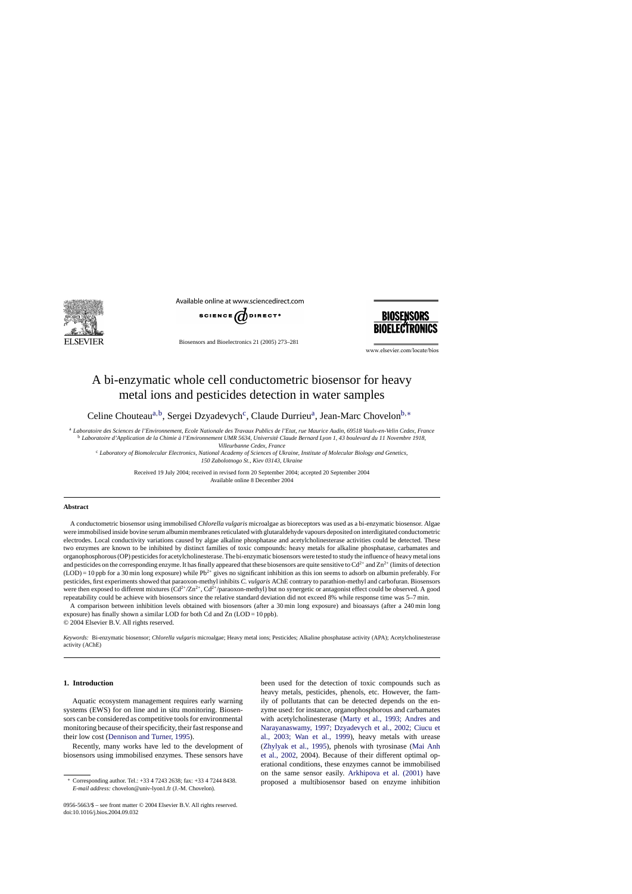# A bi-enzymatic whole cell conductometric biosensor for heavy metal ions and pesticides detection in water samples

Celine Chouteau[a,b], Sergei Dzyadevych[c], Claude Durrieu[a], Jean-Marc Chovelon[b,*]

[a] *Laboratoire des Sciences de l'Environnement, Ecole Nationale des Travaux Publics de l'Etat, rue Maurice Audin, 69518 Vaulx-en-Velin Cedex, France*
[b] *Laboratoire d'Application de la Chimie à l'Environnement UMR 5634, Université Claude Bernard Lyon 1, 43 boulevard du 11 Novembre 1918, Villeurbanne Cedex, France*
[c] *Laboratory of Biomolecular Electronics, National Academy of Sciences of Ukraine, Institute of Molecular Biology and Genetics, 150 Zabolotnogo St., Kiev 03143, Ukraine*

Received 19 July 2004; received in revised form 20 September 2004; accepted 20 September 2004
Available online 8 December 2004

## Abstract

A conductometric biosensor using immobilised *Chlorella vulgaris* microalgae as bioreceptors was used as a bi-enzymatic biosensor. Algae were immobilised inside bovine serum albumin membranes reticulated with glutaraldehyde vapours deposited on interdigitated conductometric electrodes. Local conductivity variations caused by algae alkaline phosphatase and acetylcholinesterase activities could be detected. These two enzymes are known to be inhibited by distinct families of toxic compounds: heavy metals for alkaline phosphatase, carbamates and organophosphorous (OP) pesticides for acetylcholinesterase. The bi-enzymatic biosensors were tested to study the influence of heavy metal ions and pesticides on the corresponding enzyme. It has finally appeared that these biosensors are quite sensitive to $Cd^{2+}$ and $Zn^{2+}$ (limits of detection (LOD) = 10 ppb for a 30 min long exposure) while $Pb^{2+}$ gives no significant inhibition as this ion seems to adsorb on albumin preferably. For pesticides, first experiments showed that paraoxon-methyl inhibits *C. vulgaris* AChE contrary to parathion-methyl and carbofuran. Biosensors were then exposed to different mixtures ($Cd^{2+}/Zn^{2+}$, $Cd^{2+}$/paraoxon-methyl) but no synergetic or antagonist effect could be observed. A good repeatability could be achieve with biosensors since the relative standard deviation did not exceed 8% while response time was 5–7 min.

A comparison between inhibition levels obtained with biosensors (after a 30 min long exposure) and bioassays (after a 240 min long exposure) has finally shown a similar LOD for both Cd and Zn (LOD = 10 ppb).

© 2004 Elsevier B.V. All rights reserved.

*Keywords:* Bi-enzymatic biosensor; *Chlorella vulgaris* microalgae; Heavy metal ions; Pesticides; Alkaline phosphatase activity (APA); Acetylcholinesterase activity (AChE)

## 1. Introduction

Aquatic ecosystem management requires early warning systems (EWS) for on line and in situ monitoring. Biosensors can be considered as competitive tools for environmental monitoring because of their specificity, their fast response and their low cost (Dennison and Turner, 1995).

Recently, many works have led to the development of biosensors using immobilised enzymes. These sensors have been used for the detection of toxic compounds such as heavy metals, pesticides, phenols, etc. However, the family of pollutants that can be detected depends on the enzyme used: for instance, organophosphorous and carbamates with acetylcholinesterase (Marty et al., 1993; Andres and Narayanaswamy, 1997; Dzyadevych et al., 2002; Ciucu et al., 2003; Wan et al., 1999), heavy metals with urease (Zhylyak et al., 1995), phenols with tyrosinase (Mai Anh et al., 2002, 2004). Because of their different optimal operational conditions, these enzymes cannot be immobilised on the same sensor easily. Arkhipova et al. (2001) have proposed a multibiosensor based on enzyme inhibition

* Corresponding author. Tel.: +33 4 7243 2638; fax: +33 4 7244 8438. *E-mail address:* chovelon@univ-lyon1.fr (J.-M. Chovelon).

0956-5663/$ – see front matter © 2004 Elsevier B.V. All rights reserved.
doi:10.1016/j.bios.2004.09.032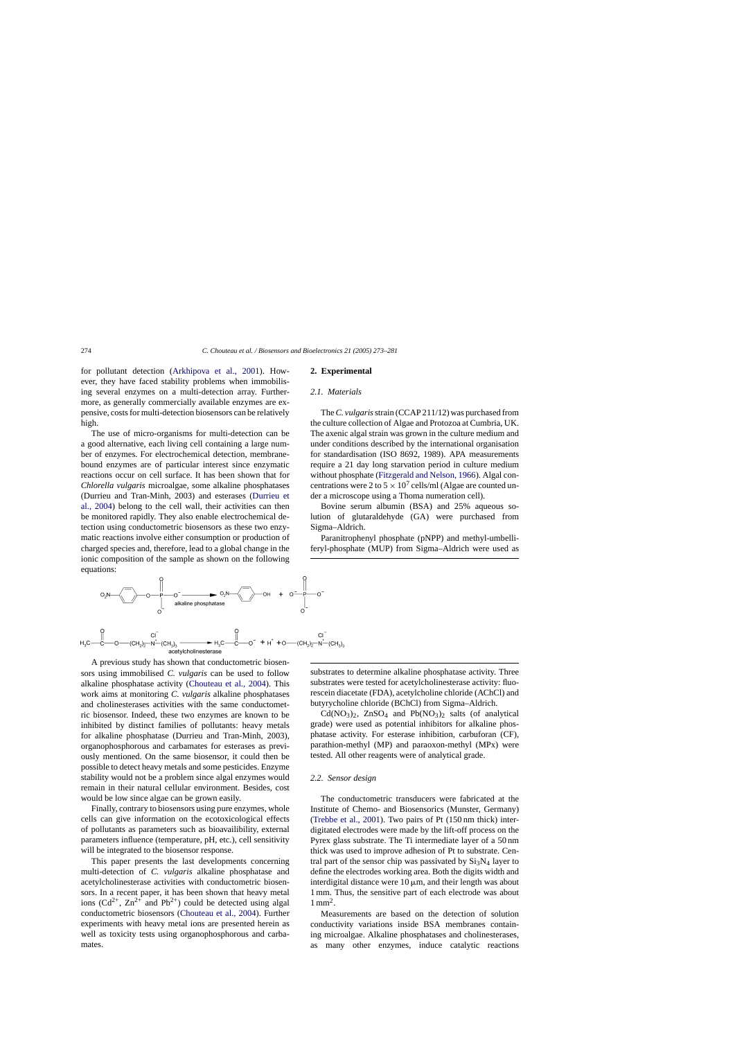for pollutant detection (Arkhipova et al., 2001). However, they have faced stability problems when immobilising several enzymes on a multi-detection array. Furthermore, as generally commercially available enzymes are expensive, costs for multi-detection biosensors can be relatively high.

The use of micro-organisms for multi-detection can be a good alternative, each living cell containing a large number of enzymes. For electrochemical detection, membrane-bound enzymes are of particular interest since enzymatic reactions occur on cell surface. It has been shown that for *Chlorella vulgaris* microalgae, some alkaline phosphatases (Durrieu and Tran-Minh, 2003) and esterases (Durrieu et al., 2004) belong to the cell wall, their activities can then be monitored rapidly. They also enable electrochemical detection using conductometric biosensors as these two enzymatic reactions involve either consumption or production of charged species and, therefore, lead to a global change in the ionic composition of the sample as shown on the following equations:

$$O_2N-C_6H_4-O-PO_3^{2-} \xrightarrow{\text{alkaline phosphatase}} O_2N-C_6H_4-OH + PO_4^{3-}$$

$$H_3C-CO-O-(CH_2)_2-N^+(CH_3)_3\,Cl^- \xrightarrow{\text{acetylcholinesterase}} H_3C-COO^- + H^+ + HO-(CH_2)_2-N^+(CH_3)_3\,Cl^-$$

A previous study has shown that conductometric biosensors using immobilised *C. vulgaris* can be used to follow alkaline phosphatase activity (Chouteau et al., 2004). This work aims at monitoring *C. vulgaris* alkaline phosphatases and cholinesterases activities with the same conductometric biosensor. Indeed, these two enzymes are known to be inhibited by distinct families of pollutants: heavy metals for alkaline phosphatase (Durrieu and Tran-Minh, 2003), organophosphorous and carbamates for esterases as previously mentioned. On the same biosensor, it could then be possible to detect heavy metals and some pesticides. Enzyme stability would not be a problem since algal enzymes would remain in their natural cellular environment. Besides, cost would be low since algae can be grown easily.

Finally, contrary to biosensors using pure enzymes, whole cells can give information on the ecotoxicological effects of pollutants as parameters such as bioavailibility, external parameters influence (temperature, pH, etc.), cell sensitivity will be integrated to the biosensor response.

This paper presents the last developments concerning multi-detection of *C. vulgaris* alkaline phosphatase and acetylcholinesterase activities with conductometric biosensors. In a recent paper, it has been shown that heavy metal ions ($Cd^{2+}$, $Zn^{2+}$ and $Pb^{2+}$) could be detected using algal conductometric biosensors (Chouteau et al., 2004). Further experiments with heavy metal ions are presented herein as well as toxicity tests using organophosphorous and carbamates.

## 2. Experimental

### 2.1. Materials

The *C. vulgaris* strain (CCAP 211/12) was purchased from the culture collection of Algae and Protozoa at Cumbria, UK. The axenic algal strain was grown in the culture medium and under conditions described by the international organisation for standardisation (ISO 8692, 1989). APA measurements require a 21 day long starvation period in culture medium without phosphate (Fitzgerald and Nelson, 1966). Algal concentrations were 2 to $5 \times 10^7$ cells/ml (Algae are counted under a microscope using a Thoma numeration cell).

Bovine serum albumin (BSA) and 25% aqueous solution of glutaraldehyde (GA) were purchased from Sigma–Aldrich.

Paranitrophenyl phosphate (pNPP) and methyl-umbelliferyl-phosphate (MUP) from Sigma–Aldrich were used as substrates to determine alkaline phosphatase activity. Three substrates were tested for acetylcholinesterase activity: fluorescein diacetate (FDA), acetylcholine chloride (AChCl) and butyrycholine chloride (BChCl) from Sigma–Aldrich.

$Cd(NO_3)_2$, $ZnSO_4$ and $Pb(NO_3)_2$ salts (of analytical grade) were used as potential inhibitors for alkaline phosphatase activity. For esterase inhibition, carbufuran (CF), parathion-methyl (MP) and paraoxon-methyl (MPx) were tested. All other reagents were of analytical grade.

### 2.2. Sensor design

The conductometric transducers were fabricated at the Institute of Chemo- and Biosensorics (Munster, Germany) (Trebbe et al., 2001). Two pairs of Pt (150 nm thick) interdigitated electrodes were made by the lift-off process on the Pyrex glass substrate. The Ti intermediate layer of a 50 nm thick was used to improve adhesion of Pt to substrate. Central part of the sensor chip was passivated by $Si_3N_4$ layer to define the electrodes working area. Both the digits width and interdigital distance were 10 μm, and their length was about 1 mm. Thus, the sensitive part of each electrode was about $1\,mm^2$.

Measurements are based on the detection of solution conductivity variations inside BSA membranes containing microalgae. Alkaline phosphatases and cholinesterases, as many other enzymes, induce catalytic reactions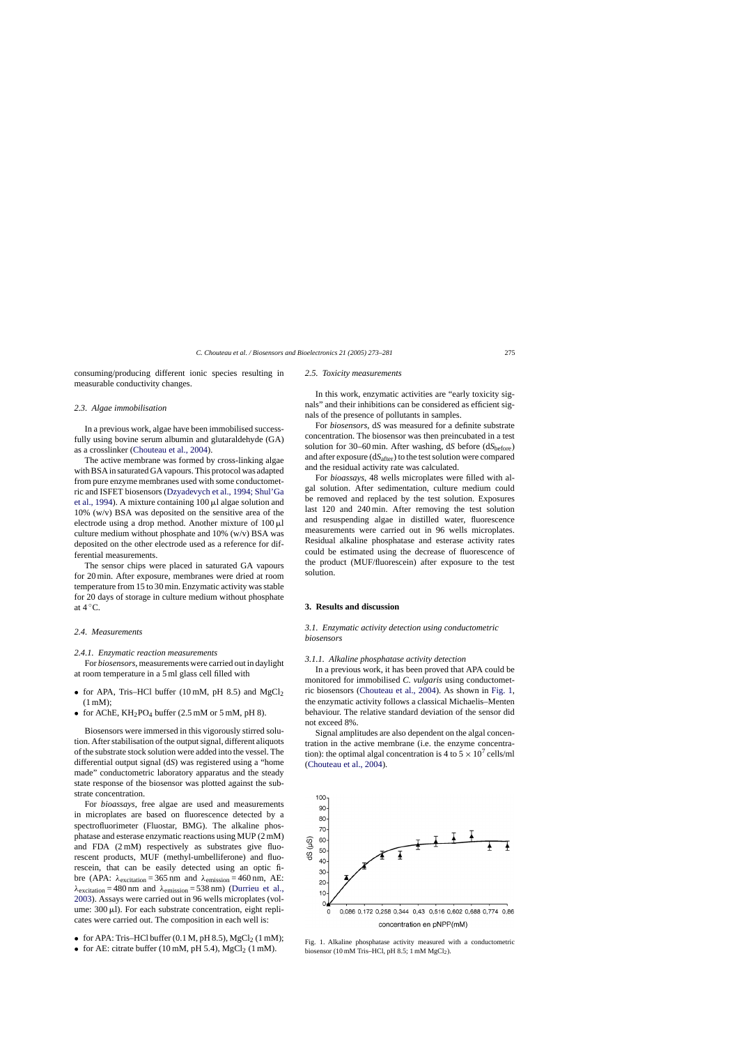consuming/producing different ionic species resulting in measurable conductivity changes.

### 2.3. Algae immobilisation

In a previous work, algae have been immobilised successfully using bovine serum albumin and glutaraldehyde (GA) as a crosslinker (Chouteau et al., 2004).

The active membrane was formed by cross-linking algae with BSA in saturated GA vapours. This protocol was adapted from pure enzyme membranes used with some conductometric and ISFET biosensors (Dzyadevych et al., 1994; Shul'Ga et al., 1994). A mixture containing 100 μl algae solution and 10% (w/v) BSA was deposited on the sensitive area of the electrode using a drop method. Another mixture of 100 μl culture medium without phosphate and 10% (w/v) BSA was deposited on the other electrode used as a reference for differential measurements.

The sensor chips were placed in saturated GA vapours for 20 min. After exposure, membranes were dried at room temperature from 15 to 30 min. Enzymatic activity was stable for 20 days of storage in culture medium without phosphate at 4 °C.

### 2.4. Measurements

#### 2.4.1. Enzymatic reaction measurements

For *biosensors*, measurements were carried out in daylight at room temperature in a 5 ml glass cell filled with

- for APA, Tris–HCl buffer (10 mM, pH 8.5) and $MgCl_2$ (1 mM);
- for AChE, $KH_2PO_4$ buffer (2.5 mM or 5 mM, pH 8).

Biosensors were immersed in this vigorously stirred solution. After stabilisation of the output signal, different aliquots of the substrate stock solution were added into the vessel. The differential output signal (d*S*) was registered using a "home made" conductometric laboratory apparatus and the steady state response of the biosensor was plotted against the substrate concentration.

For *bioassays*, free algae are used and measurements in microplates are based on fluorescence detected by a spectrofluorimeter (Fluostar, BMG). The alkaline phosphatase and esterase enzymatic reactions using MUP (2 mM) and FDA (2 mM) respectively as substrates give fluorescent products, MUF (methyl-umbelliferone) and fluorescein, that can be easily detected using an optic fibre (APA: $\lambda_{excitation} = 365$ nm and $\lambda_{emission} = 460$ nm, AE: $\lambda_{excitation} = 480$ nm and $\lambda_{emission} = 538$ nm) (Durrieu et al., 2003). Assays were carried out in 96 wells microplates (volume: 300 μl). For each substrate concentration, eight replicates were carried out. The composition in each well is:

- for APA: Tris–HCl buffer (0.1 M, pH 8.5), $MgCl_2$ (1 mM);
- for AE: citrate buffer (10 mM, pH 5.4), $MgCl_2$ (1 mM).

### 2.5. Toxicity measurements

In this work, enzymatic activities are "early toxicity signals" and their inhibitions can be considered as efficient signals of the presence of pollutants in samples.

For *biosensors*, d*S* was measured for a definite substrate concentration. The biosensor was then preincubated in a test solution for 30–60 min. After washing, d*S* before ($dS_{before}$) and after exposure ($dS_{after}$) to the test solution were compared and the residual activity rate was calculated.

For *bioassays*, 48 wells microplates were filled with algal solution. After sedimentation, culture medium could be removed and replaced by the test solution. Exposures last 120 and 240 min. After removing the test solution and resuspending algae in distilled water, fluorescence measurements were carried out in 96 wells microplates. Residual alkaline phosphatase and esterase activity rates could be estimated using the decrease of fluorescence of the product (MUF/fluorescein) after exposure to the test solution.

## 3. Results and discussion

### 3.1. Enzymatic activity detection using conductometric biosensors

#### 3.1.1. Alkaline phosphatase activity detection

In a previous work, it has been proved that APA could be monitored for immobilised *C. vulgaris* using conductometric biosensors (Chouteau et al., 2004). As shown in Fig. 1, the enzymatic activity follows a classical Michaelis–Menten behaviour. The relative standard deviation of the sensor did not exceed 8%.

Signal amplitudes are also dependent on the algal concentration in the active membrane (i.e. the enzyme concentration): the optimal algal concentration is 4 to $5 \times 10^7$ cells/ml (Chouteau et al., 2004).

Fig. 1. Alkaline phosphatase activity measured with a conductometric biosensor (10 mM Tris–HCl, pH 8.5; 1 mM $MgCl_2$).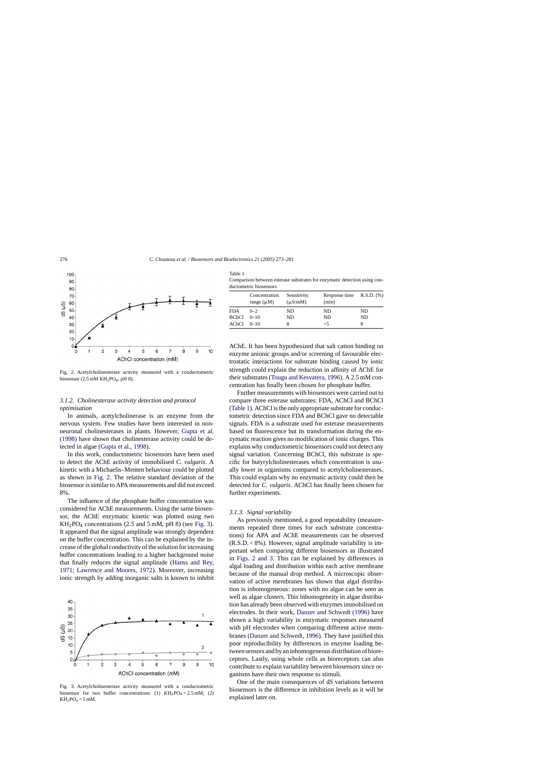Fig. 2. Acetylcholinesterase activity measured with a conductometric biosensor (2.5 mM $KH_2PO_4$, pH 8).

### 3.1.2. Cholinesterase activity detection and protocol optimisation

In animals, acetylcholinerase is an enzyme from the nervous system. Few studies have been interested in non-neuronal cholinesterases in plants. However, Gupta et al. (1998) have shown that cholinesterase activity could be detected in algae (Gupta et al., 1998).

In this work, conductometric biosensors have been used to detect the AChE activity of immobilised *C. vulgaris*. A kinetic with a Michaelis–Menten behaviour could be plotted as shown in Fig. 2. The relative standard deviation of the biosensor is similar to APA measurements and did not exceed 8%.

The influence of the phosphate buffer concentration was considered for AChE measurements. Using the same biosensor, the AChE enzymatic kinetic was plotted using two $KH_2PO_4$ concentrations (2.5 and 5 mM, pH 8) (see Fig. 3). It appeared that the signal amplitude was strongly dependent on the buffer concentration. This can be explained by the increase of the global conductivity of the solution for increasing buffer concentrations leading to a higher background noise that finally reduces the signal amplitude (Hanss and Rey, 1971; Lawrence and Moores, 1972). Moreover, increasing ionic strength by adding inorganic salts is known to inhibit AChE. It has been hypothesized that salt cation binding on enzyme anionic groups and/or screening of favourable electrostatic interactions for substrate binding caused by ionic strength could explain the reduction in affinity of AChE for their substrates (Tougu and Kesvatera, 1996). A 2.5 mM concentration has finally been chosen for phosphate buffer.

Fig. 3. Acetylcholinesterase activity measured with a conductometric biosensor for two buffer concentrations: (1) $KH_2PO_4$ = 2.5 mM; (2) $KH_2PO_4$ = 5 mM.

Table 1
Comparison between esterase substrates for enzymatic detection using conductometric biosensors

| | Concentration range (μM) | Sensitivity (μS/mM) | Response time (min) | R.S.D. (%) |
|---|---|---|---|---|
| FDA | 0–2 | ND | ND | ND |
| BChCl | 0–10 | ND | ND | ND |
| AChCl | 0–10 | 8 | <5 | 8 |

Further measurements with biosensors were carried out to compare three esterase substrates: FDA, AChCl and BChCl (Table 1). AChCl is the only appropriate substrate for conductometric detection since FDA and BChCl gave no detectable signals. FDA is a substrate used for esterase measurements based on fluorescence but its transformation during the enzymatic reaction gives no modification of ionic charges. This explains why conductometric biosensors could not detect any signal variation. Concerning BChCl, this substrate is specific for butyrylcholinesterases which concentration is usually lower in organisms compared to acetylcholinesterases. This could explain why no enzymatic activity could then be detected for *C. vulgaris*. AChCl has finally been chosen for further experiments.

### 3.1.3. Signal variability

As previously mentioned, a good repeatability (measurements repeated three times for each substrate concentrations) for APA and AChE measurements can be observed (R.S.D. < 8%). However, signal amplitude variability is important when comparing different biosensors as illustrated in Figs. 2 and 3. This can be explained by differences in algal loading and distribution within each active membrane because of the manual drop method. A microscopic observation of active membranes has shown that algal distribution is inhomogeneous: zones with no algae can be seen as well as algae clusters. This inhomogeneity in algae distribution has already been observed with enzymes immobilised on electrodes. In their work, Danzer and Schwedt (1996) have shown a high variability in enzymatic responses measured with pH electrodes when comparing different active membranes (Danzer and Schwedt, 1996). They have justified this poor reproducibility by differences in enzyme loading between sensors and by an inhomogeneous distribution of bioreceptors. Lastly, using whole cells as bioreceptors can also contribute to explain variability between biosensors since organisms have their own response to stimuli.

One of the main consequences of d*S* variations between biosensors is the difference in inhibition levels as it will be explained later on.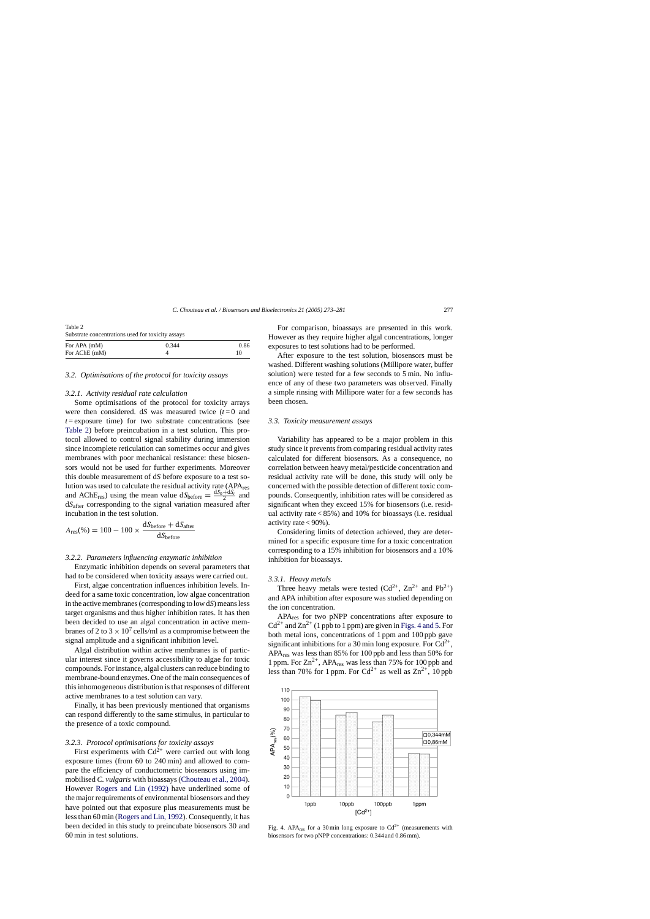Table 2
Substrate concentrations used for toxicity assays

| | | |
|---|---|---|
| For APA (mM) | 0.344 | 0.86 |
| For AChE (mM) | 4 | 10 |

### 3.2. Optimisations of the protocol for toxicity assays

#### 3.2.1. Activity residual rate calculation

Some optimisations of the protocol for toxicity arrays were then considered. d$S$ was measured twice ($t=0$ and $t=$ exposure time) for two substrate concentrations (see Table 2) before preincubation in a test solution. This protocol allowed to control signal stability during immersion since incomplete reticulation can sometimes occur and gives membranes with poor mechanical resistance: these biosensors would not be used for further experiments. Moreover this double measurement of d$S$ before exposure to a test solution was used to calculate the residual activity rate ($APA_{res}$ and $AChE_{res}$) using the mean value $dS_{before} = \frac{dS_0 + dS_t}{2}$ and $dS_{after}$ corresponding to the signal variation measured after incubation in the test solution.

$$A_{res}(\%) = 100 - 100 \times \frac{dS_{before} + dS_{after}}{dS_{before}}$$

#### 3.2.2. Parameters influencing enzymatic inhibition

Enzymatic inhibition depends on several parameters that had to be considered when toxicity assays were carried out.

First, algae concentration influences inhibition levels. Indeed for a same toxic concentration, low algae concentration in the active membranes (corresponding to low d$S$) means less target organisms and thus higher inhibition rates. It has then been decided to use an algal concentration in active membranes of 2 to $3 \times 10^7$ cells/ml as a compromise between the signal amplitude and a significant inhibition level.

Algal distribution within active membranes is of particular interest since it governs accessibility to algae for toxic compounds. For instance, algal clusters can reduce binding to membrane-bound enzymes. One of the main consequences of this inhomogeneous distribution is that responses of different active membranes to a test solution can vary.

Finally, it has been previously mentioned that organisms can respond differently to the same stimulus, in particular to the presence of a toxic compound.

#### 3.2.3. Protocol optimisations for toxicity assays

First experiments with $Cd^{2+}$ were carried out with long exposure times (from 60 to 240 min) and allowed to compare the efficiency of conductometric biosensors using immobilised *C. vulgaris* with bioassays (Chouteau et al., 2004). However Rogers and Lin (1992) have underlined some of the major requirements of environmental biosensors and they have pointed out that exposure plus measurements must be less than 60 min (Rogers and Lin, 1992). Consequently, it has been decided in this study to preincubate biosensors 30 and 60 min in test solutions.

For comparison, bioassays are presented in this work. However as they require higher algal concentrations, longer exposures to test solutions had to be performed.

After exposure to the test solution, biosensors must be washed. Different washing solutions (Millipore water, buffer solution) were tested for a few seconds to 5 min. No influence of any of these two parameters was observed. Finally a simple rinsing with Millipore water for a few seconds has been chosen.

### 3.3. Toxicity measurement assays

Variability has appeared to be a major problem in this study since it prevents from comparing residual activity rates calculated for different biosensors. As a consequence, no correlation between heavy metal/pesticide concentration and residual activity rate will be done, this study will only be concerned with the possible detection of different toxic compounds. Consequently, inhibition rates will be considered as significant when they exceed 15% for biosensors (i.e. residual activity rate < 85%) and 10% for bioassays (i.e. residual activity rate < 90%).

Considering limits of detection achieved, they are determined for a specific exposure time for a toxic concentration corresponding to a 15% inhibition for biosensors and a 10% inhibition for bioassays.

#### 3.3.1. Heavy metals

Three heavy metals were tested ($Cd^{2+}$, $Zn^{2+}$ and $Pb^{2+}$) and APA inhibition after exposure was studied depending on the ion concentration.

$APA_{res}$ for two pNPP concentrations after exposure to $Cd^{2+}$ and $Zn^{2+}$ (1 ppb to 1 ppm) are given in Figs. 4 and 5. For both metal ions, concentrations of 1 ppm and 100 ppb gave significant inhibitions for a 30 min long exposure. For $Cd^{2+}$, $APA_{res}$ was less than 85% for 100 ppb and less than 50% for 1 ppm. For $Zn^{2+}$, $APA_{res}$ was less than 75% for 100 ppb and less than 70% for 1 ppm. For $Cd^{2+}$ as well as $Zn^{2+}$, 10 ppb

Fig. 4. $APA_{res}$ for a 30 min long exposure to $Cd^{2+}$ (measurements with biosensors for two pNPP concentrations: 0.344 and 0.86 mm).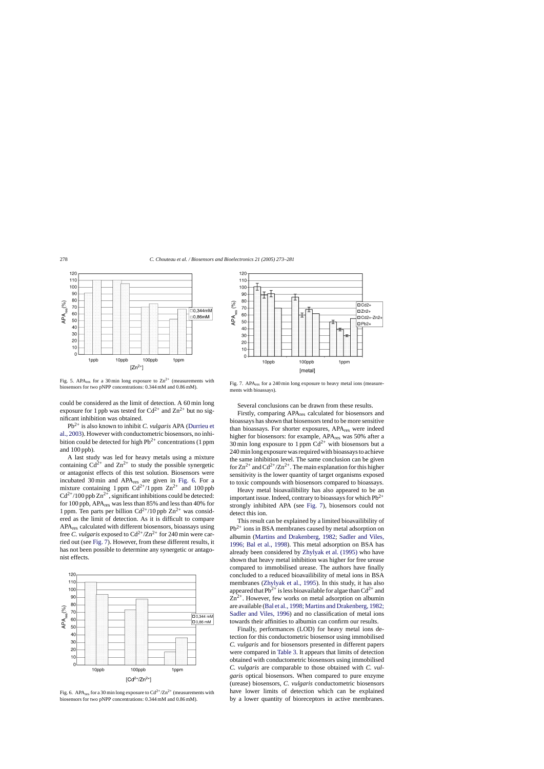Fig. 5. $APA_{res}$ for a 30 min long exposure to $Zn^{2+}$ (measurements with biosensors for two pNPP concentrations: 0.344 mM and 0.86 mM).

Fig. 7. $APA_{res}$ for a 240 min long exposure to heavy metal ions (measurements with bioassays).

could be considered as the limit of detection. A 60 min long exposure for 1 ppb was tested for $Cd^{2+}$ and $Zn^{2+}$ but no significant inhibition was obtained.

$Pb^{2+}$ is also known to inhibit *C. vulgaris* APA (Durrieu et al., 2003). However with conductometric biosensors, no inhibition could be detected for high $Pb^{2+}$ concentrations (1 ppm and 100 ppb).

A last study was led for heavy metals using a mixture containing $Cd^{2+}$ and $Zn^{2+}$ to study the possible synergetic or antagonist effects of this test solution. Biosensors were incubated 30 min and $APA_{res}$ are given in Fig. 6. For a mixture containing 1 ppm $Cd^{2+}$/1 ppm $Zn^{2+}$ and 100 ppb $Cd^{2+}$/100 ppb $Zn^{2+}$, significant inhibitions could be detected: for 100 ppb, $APA_{res}$ was less than 85% and less than 40% for 1 ppm. Ten parts per billion $Cd^{2+}$/10 ppb $Zn^{2+}$ was considered as the limit of detection. As it is difficult to compare $APA_{res}$ calculated with different biosensors, bioassays using free *C. vulgaris* exposed to $Cd^{2+}/Zn^{2+}$ for 240 min were carried out (see Fig. 7). However, from these different results, it has not been possible to determine any synergetic or antagonist effects.

Fig. 6. $APA_{res}$ for a 30 min long exposure to $Cd^{2+}/Zn^{2+}$ (measurements with biosensors for two pNPP concentrations: 0.344 mM and 0.86 mM).

Several conclusions can be drawn from these results.

Firstly, comparing $APA_{res}$ calculated for biosensors and bioassays has shown that biosensors tend to be more sensitive than bioassays. For shorter exposures, $APA_{res}$ were indeed higher for biosensors: for example, $APA_{res}$ was 50% after a 30 min long exposure to 1 ppm $Cd^{2+}$ with biosensors but a 240 min long exposure was required with bioassays to achieve the same inhibition level. The same conclusion can be given for $Zn^{2+}$ and $Cd^{2+}/Zn^{2+}$. The main explanation for this higher sensitivity is the lower quantity of target organisms exposed to toxic compounds with biosensors compared to bioassays.

Heavy metal bioavailibility has also appeared to be an important issue. Indeed, contrary to bioassays for which $Pb^{2+}$ strongly inhibited APA (see Fig. 7), biosensors could not detect this ion.

This result can be explained by a limited bioavailibility of $Pb^{2+}$ ions in BSA membranes caused by metal adsorption on albumin (Martins and Drakenberg, 1982; Sadler and Viles, 1996; Bal et al., 1998). This metal adsorption on BSA has already been considered by Zhylyak et al. (1995) who have shown that heavy metal inhibition was higher for free urease compared to immobilised urease. The authors have finally concluded to a reduced bioavailibility of metal ions in BSA membranes (Zhylyak et al., 1995). In this study, it has also appeared that $Pb^{2+}$ is less bioavailable for algae than $Cd^{2+}$ and $Zn^{2+}$. However, few works on metal adsorption on albumin are available (Bal et al., 1998; Martins and Drakenberg, 1982; Sadler and Viles, 1996) and no classification of metal ions towards their affinities to albumin can confirm our results.

Finally, performances (LOD) for heavy metal ions detection for this conductometric biosensor using immobilised *C. vulgaris* and for biosensors presented in different papers were compared in Table 3. It appears that limits of detection obtained with conductometric biosensors using immobilised *C. vulgaris* are comparable to those obtained with *C. vulgaris* optical biosensors. When compared to pure enzyme (urease) biosensors, *C. vulgaris* conductometric biosensors have lower limits of detection which can be explained by a lower quantity of bioreceptors in active membranes.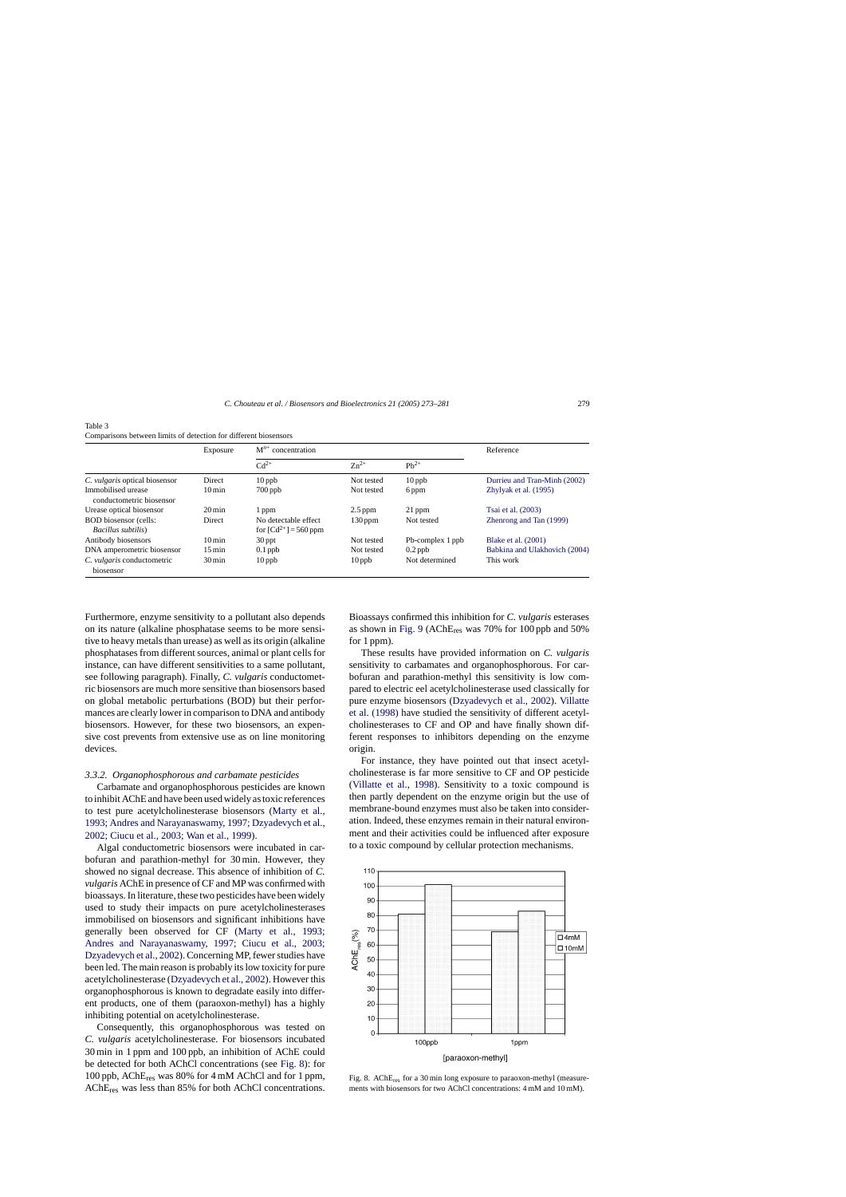Table 3
Comparisons between limits of detection for different biosensors

| | Exposure | $M^{n+}$ concentration | | | Reference |
|---|---|---|---|---|---|
| | | $Cd^{2+}$ | $Zn^{2+}$ | $Pb^{2+}$ | |
| *C. vulgaris* optical biosensor | Direct | 10 ppb | Not tested | 10 ppb | Durrieu and Tran-Minh (2002) |
| Immobilised urease conductometric biosensor | 10 min | 700 ppb | Not tested | 6 ppm | Zhylyak et al. (1995) |
| Urease optical biosensor | 20 min | 1 ppm | 2.5 ppm | 21 ppm | Tsai et al. (2003) |
| BOD biosensor (cells: *Bacillus subtilis*) | Direct | No detectable effect for $[Cd^{2+}]$ = 560 ppm | 130 ppm | Not tested | Zhenrong and Tan (1999) |
| Antibody biosensors | 10 min | 30 ppt | Not tested | Pb-complex 1 ppb | Blake et al. (2001) |
| DNA amperometric biosensor | 15 min | 0.1 ppb | Not tested | 0.2 ppb | Babkina and Ulakhovich (2004) |
| *C. vulgaris* conductometric biosensor | 30 min | 10 ppb | 10 ppb | Not determined | This work |

Furthermore, enzyme sensitivity to a pollutant also depends on its nature (alkaline phosphatase seems to be more sensitive to heavy metals than urease) as well as its origin (alkaline phosphatases from different sources, animal or plant cells for instance, can have different sensitivities to a same pollutant, see following paragraph). Finally, *C. vulgaris* conductometric biosensors are much more sensitive than biosensors based on global metabolic perturbations (BOD) but their performances are clearly lower in comparison to DNA and antibody biosensors. However, for these two biosensors, an expensive cost prevents from extensive use as on line monitoring devices.

### 3.3.2. Organophosphorous and carbamate pesticides

Carbamate and organophosphorous pesticides are known to inhibit AChE and have been used widely as toxic references to test pure acetylcholinesterase biosensors (Marty et al., 1993; Andres and Narayanaswamy, 1997; Dzyadevych et al., 2002; Ciucu et al., 2003; Wan et al., 1999).

Algal conductometric biosensors were incubated in carbofuran and parathion-methyl for 30 min. However, they showed no signal decrease. This absence of inhibition of *C. vulgaris* AChE in presence of CF and MP was confirmed with bioassays. In literature, these two pesticides have been widely used to study their impacts on pure acetylcholinesterases immobilised on biosensors and significant inhibitions have generally been observed for CF (Marty et al., 1993; Andres and Narayanaswamy, 1997; Ciucu et al., 2003; Dzyadevych et al., 2002). Concerning MP, fewer studies have been led. The main reason is probably its low toxicity for pure acetylcholinesterase (Dzyadevych et al., 2002). However this organophosphorous is known to degradate easily into different products, one of them (paraoxon-methyl) has a highly inhibiting potential on acetylcholinesterase.

Consequently, this organophosphorous was tested on *C. vulgaris* acetylcholinesterase. For biosensors incubated 30 min in 1 ppm and 100 ppb, an inhibition of AChE could be detected for both AChCl concentrations (see Fig. 8): for 100 ppb, $AChE_{res}$ was 80% for 4 mM AChCl and for 1 ppm, $AChE_{res}$ was less than 85% for both AChCl concentrations. Bioassays confirmed this inhibition for *C. vulgaris* esterases as shown in Fig. 9 ($AChE_{res}$ was 70% for 100 ppb and 50% for 1 ppm).

These results have provided information on *C. vulgaris* sensitivity to carbamates and organophosphorous. For carbofuran and parathion-methyl this sensitivity is low compared to electric eel acetylcholinesterase used classically for pure enzyme biosensors (Dzyadevych et al., 2002). Villatte et al. (1998) have studied the sensitivity of different acetylcholinesterases to CF and OP and have finally shown different responses to inhibitors depending on the enzyme origin.

For instance, they have pointed out that insect acetylcholinesterase is far more sensitive to CF and OP pesticide (Villatte et al., 1998). Sensitivity to a toxic compound is then partly dependent on the enzyme origin but the use of membrane-bound enzymes must also be taken into consideration. Indeed, these enzymes remain in their natural environment and their activities could be influenced after exposure to a toxic compound by cellular protection mechanisms.

Fig. 8. $AChE_{res}$ for a 30 min long exposure to paraoxon-methyl (measurements with biosensors for two AChCl concentrations: 4 mM and 10 mM).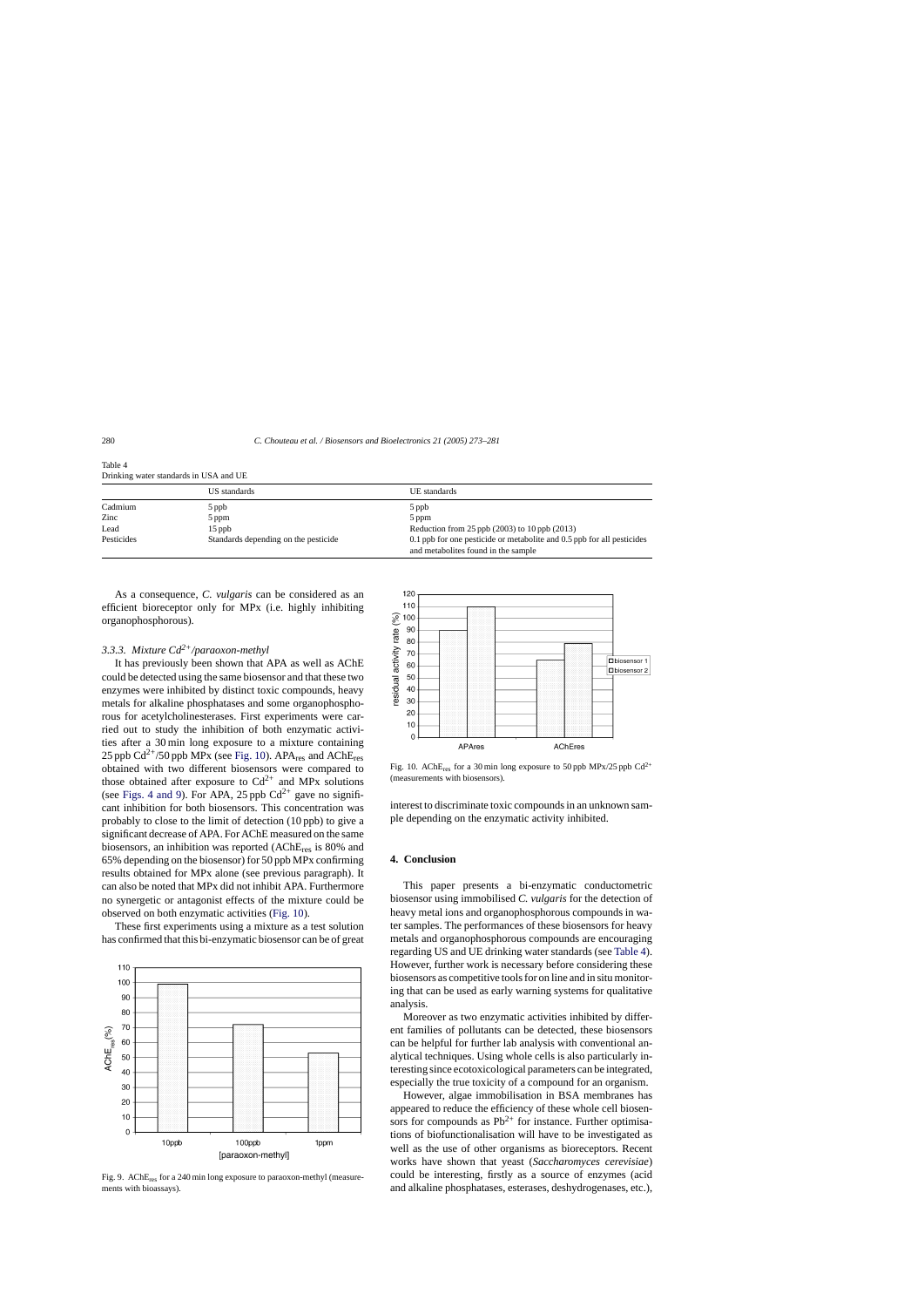Table 4
Drinking water standards in USA and UE

| | US standards | UE standards |
|---|---|---|
| Cadmium | 5 ppb | 5 ppb |
| Zinc | 5 ppm | 5 ppm |
| Lead | 15 ppb | Reduction from 25 ppb (2003) to 10 ppb (2013) |
| Pesticides | Standards depending on the pesticide | 0.1 ppb for one pesticide or metabolite and 0.5 ppb for all pesticides and metabolites found in the sample |

As a consequence, *C. vulgaris* can be considered as an efficient bioreceptor only for MPx (i.e. highly inhibiting organophosphorous).

### 3.3.3. Mixture $Cd^{2+}$/paraoxon-methyl

It has previously been shown that APA as well as AChE could be detected using the same biosensor and that these two enzymes were inhibited by distinct toxic compounds, heavy metals for alkaline phosphatases and some organophosphorous for acetylcholinesterases. First experiments were carried out to study the inhibition of both enzymatic activities after a 30 min long exposure to a mixture containing 25 ppb $Cd^{2+}$/50 ppb MPx (see Fig. 10). $APA_{res}$ and $AChE_{res}$ obtained with two different biosensors were compared to those obtained after exposure to $Cd^{2+}$ and MPx solutions (see Figs. 4 and 9). For APA, 25 ppb $Cd^{2+}$ gave no significant inhibition for both biosensors. This concentration was probably to close to the limit of detection (10 ppb) to give a significant decrease of APA. For AChE measured on the same biosensors, an inhibition was reported ($AChE_{res}$ is 80% and 65% depending on the biosensor) for 50 ppb MPx confirming results obtained for MPx alone (see previous paragraph). It can also be noted that MPx did not inhibit APA. Furthermore no synergetic or antagonist effects of the mixture could be observed on both enzymatic activities (Fig. 10).

These first experiments using a mixture as a test solution has confirmed that this bi-enzymatic biosensor can be of great interest to discriminate toxic compounds in an unknown sample depending on the enzymatic activity inhibited.

Fig. 9. $AChE_{res}$ for a 240 min long exposure to paraoxon-methyl (measurements with bioassays).

Fig. 10. $AChE_{res}$ for a 30 min long exposure to 50 ppb MPx/25 ppb $Cd^{2+}$ (measurements with biosensors).

## 4. Conclusion

This paper presents a bi-enzymatic conductometric biosensor using immobilised *C. vulgaris* for the detection of heavy metal ions and organophosphorous compounds in water samples. The performances of these biosensors for heavy metals and organophosphorous compounds are encouraging regarding US and UE drinking water standards (see Table 4). However, further work is necessary before considering these biosensors as competitive tools for on line and in situ monitoring that can be used as early warning systems for qualitative analysis.

Moreover as two enzymatic activities inhibited by different families of pollutants can be detected, these biosensors can be helpful for further lab analysis with conventional analytical techniques. Using whole cells is also particularly interesting since ecotoxicological parameters can be integrated, especially the true toxicity of a compound for an organism.

However, algae immobilisation in BSA membranes has appeared to reduce the efficiency of these whole cell biosensors for compounds as $Pb^{2+}$ for instance. Further optimisations of biofunctionalisation will have to be investigated as well as the use of other organisms as bioreceptors. Recent works have shown that yeast (*Saccharomyces cerevisiae*) could be interesting, firstly as a source of enzymes (acid and alkaline phosphatases, esterases, deshydrogenases, etc.),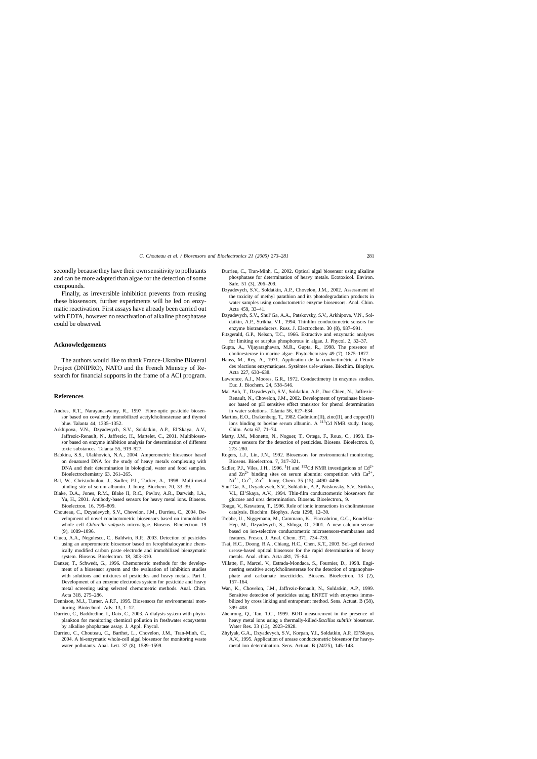secondly because they have their own sensitivity to pollutants and can be more adapted than algae for the detection of some compounds.

Finally, as irreversible inhibition prevents from reusing these biosensors, further experiments will be led on enzymatic reactivation. First assays have already been carried out with EDTA, however no reactivation of alkaline phosphatase could be observed.

## Acknowledgements

The authors would like to thank France-Ukraine Bilateral Project (DNIPRO), NATO and the French Ministry of Research for financial supports in the frame of a ACI program.

## References

Andres, R.T., Narayanaswamy, R., 1997. Fibre-optic pesticide biosensor based on covalently immobilized acetylcholinesterase and thymol blue. Talanta 44, 1335–1352.

Arkhipova, V.N., Dzyadevych, S.V., Soldatkin, A.P., El'Skaya, A.V., Jaffrezic-Renault, N., Jaffrezic, H., Martelet, C., 2001. Multibiosensor based on enzyme inhibition analysis for determination of different toxic substances. Talanta 55, 919–927.

Babkina, S.S., Ulakhovich, N.A., 2004. Amperometric biosensor based on denatured DNA for the study of heavy metals complexing with DNA and their determination in biological, water and food samples. Bioelectrochemistry 63, 261–265.

Bal, W., Christodoulou, J., Sadler, P.J., Tucker, A., 1998. Multi-metal binding site of serum albumin. J. Inorg. Biochem. 70, 33–39.

Blake, D.A., Jones, R.M., Blake II, R.C., Pavlov, A.R., Darwish, I.A., Yu, H., 2001. Antibody-based sensors for heavy metal ions. Biosens. Bioelectron. 16, 799–809.

Chouteau, C., Dzyadevych, S.V., Chovelon, J.M., Durrieu, C., 2004. Development of novel conductometric biosensors based on immobilised whole cell *Chlorella vulgaris* microalgae. Biosens. Bioelectron. 19 (9), 1089–1096.

Ciucu, A.A., Negulescu, C., Baldwin, R.P., 2003. Detection of pesicides using an amperometric biosensor based on ferophthalocyanine chemically modified carbon paste electrode and immobilized bienzymatic system. Biosens. Bioelectron. 18, 303–310.

Danzer, T., Schwedt, G., 1996. Chemometric methods for the development of a biosensor system and the evaluation of inhibition studies with solutions and mixtures of pesticides and heavy metals. Part 1. Development of an enzyme electrodes system for pesticide and heavy metal screening using selected chemometric methods. Anal. Chim. Acta 318, 275–286.

Dennison, M.J., Turner, A.P.F., 1995. Biosensors for environmental monitoring. Biotechnol. Adv. 13, 1–12.

Durrieu, C., Baddredine, I., Daix, C., 2003. A dialysis system with phytoplankton for monitoring chemical pollution in freshwater ecosystems by alkaline phophatase assay. J. Appl. Phycol.

Durrieu, C., Chouteau, C., Barthet, L., Chovelon, J.M., Tran-Minh, C., 2004. A bi-enzymatic whole-cell algal biosensor for monitoring waste water pollutants. Anal. Lett. 37 (8), 1589–1599.

Durrieu, C., Tran-Minh, C., 2002. Optical algal biosensor using alkaline phosphatase for determination of heavy metals. Ecotoxicol. Environ. Safe. 51 (3), 206–209.

Dzyadevych, S.V., Soldatkin, A.P., Chovelon, J.M., 2002. Assessment of the toxicity of methyl parathion and its photodegradation products in water samples using conductometric enzyme biosensors. Anal. Chim. Acta 459, 33–41.

Dzyadevych, S.V., Shul'Ga, A.A., Patskovsky, S.V., Arkhipova, V.N., Soldatkin, A.P., Strikha, V.I., 1994. Thinfilm conductometric sensors for enzyme biotransducers. Russ. J. Electrochem. 30 (8), 987–991.

Fitzgerald, G.P., Nelson, T.C., 1966. Extractive and enzymatic analyses for limiting or surplus phosphorous in algae. J. Phycol. 2, 32–37.

Gupta, A., Vijayaraghavan, M.R., Gupta, R., 1998. The presence of cholinesterase in marine algae. Phytochemistry 49 (7), 1875–1877.

Hanss, M., Rey, A., 1971. Application de la conductimétrie à l'étude des réactions enzymatiques. Systèmes urée-uréase. Biochim. Biophys. Acta 227, 630–638.

Lawrence, A.J., Moores, G.R., 1972. Conductimetry in enzymes studies. Eur. J. Biochem. 24, 538–546.

Mai Anh, T., Dzyadevych, S.V., Soldatkin, A.P., Duc Chien, N., Jaffrezic-Renault, N., Chovelon, J.M., 2002. Development of tyrosinase biosensor based on pH sensitive effect transistor for phenol determination in water solutions. Talanta 56, 627–634.

Martins, E.O., Drakenberg, T., 1982. Cadmium(II), zinc(II), and copper(II) ions binding to bovine serum albumin. A $^{113}$Cd NMR study. Inorg. Chim. Acta 67, 71–74.

Marty, J.M., Mionetto, N., Noguer, T., Ortega, F., Roux, C., 1993. Enzyme sensors for the detection of pesticides. Biosens. Bioelectron. 8, 273–280.

Rogers, L.J., Lin, J.N., 1992. Biosensors for environmental monitoring. Biosens. Bioelectron. 7, 317–321.

Sadler, P.J., Viles, J.H., 1996. $^{1}$H and $^{113}$Cd NMR investigations of $Cd^{2+}$ and $Zn^{2+}$ binding sites on serum albumin: competition with $Ca^{2+}$, $Ni^{2+}$, $Cu^{2+}$, $Zn^{2+}$. Inorg. Chem. 35 (15), 4490–4496.

Shul'Ga, A., Dzyadevych, S.V., Soldatkin, A.P., Patskovsky, S.V., Strikha, V.I., El'Skaya, A.V., 1994. Thin-film conductometric biosensors for glucose and urea determination. Biosens. Bioelectron., 9.

Tougu, V., Kesvatera, T., 1996. Role of ionic interactions in cholinesterase catalysis. Biochim. Biophys. Acta 1298, 12–30.

Trebbe, U., Niggemann, M., Cammann, K., Fiaccabrino, G.C., Koudelka-Hep, M., Dzyadevych, S., Shluga, O., 2001. A new calcium-sensor based on ion-selective conductometric microsensors-membranes and features. Fresen. J. Anal. Chem. 371, 734–739.

Tsai, H.C., Doong, R.A., Chiang, H.C., Chen, K.T., 2003. Sol–gel derived urease-based optical biosensor for the rapid determination of heavy metals. Anal. chim. Acta 481, 75–84.

Villatte, F., Marcel, V., Estrada-Mondaca, S., Fournier, D., 1998. Engineering sensitive acetylcholinesterase for the detection of organophosphate and carbamate insecticides. Biosens. Bioelectron. 13 (2), 157–164.

Wan, K., Chovelon, J.M., Jaffrezic-Renault, N., Soldatkin, A.P., 1999. Sensitive detection of pesticides using ENFET with enzymes immobilized by cross linking and entrapment method. Sens. Actuat. B (58), 399–408.

Zhenrong, Q., Tan, T.C., 1999. BOD measurement in the presence of heavy metal ions using a thermally-killed-*Bacillus subtilis* biosensor. Water Res. 33 (13), 2923–2928.

Zhylyak, G.A., Dzyadevych, S.V., Korpan, Y.I., Soldatkin, A.P., El'Skaya, A.V., 1995. Application of urease conductometric biosensor for heavy-metal ion determination. Sens. Actuat. B (24/25), 145–148.